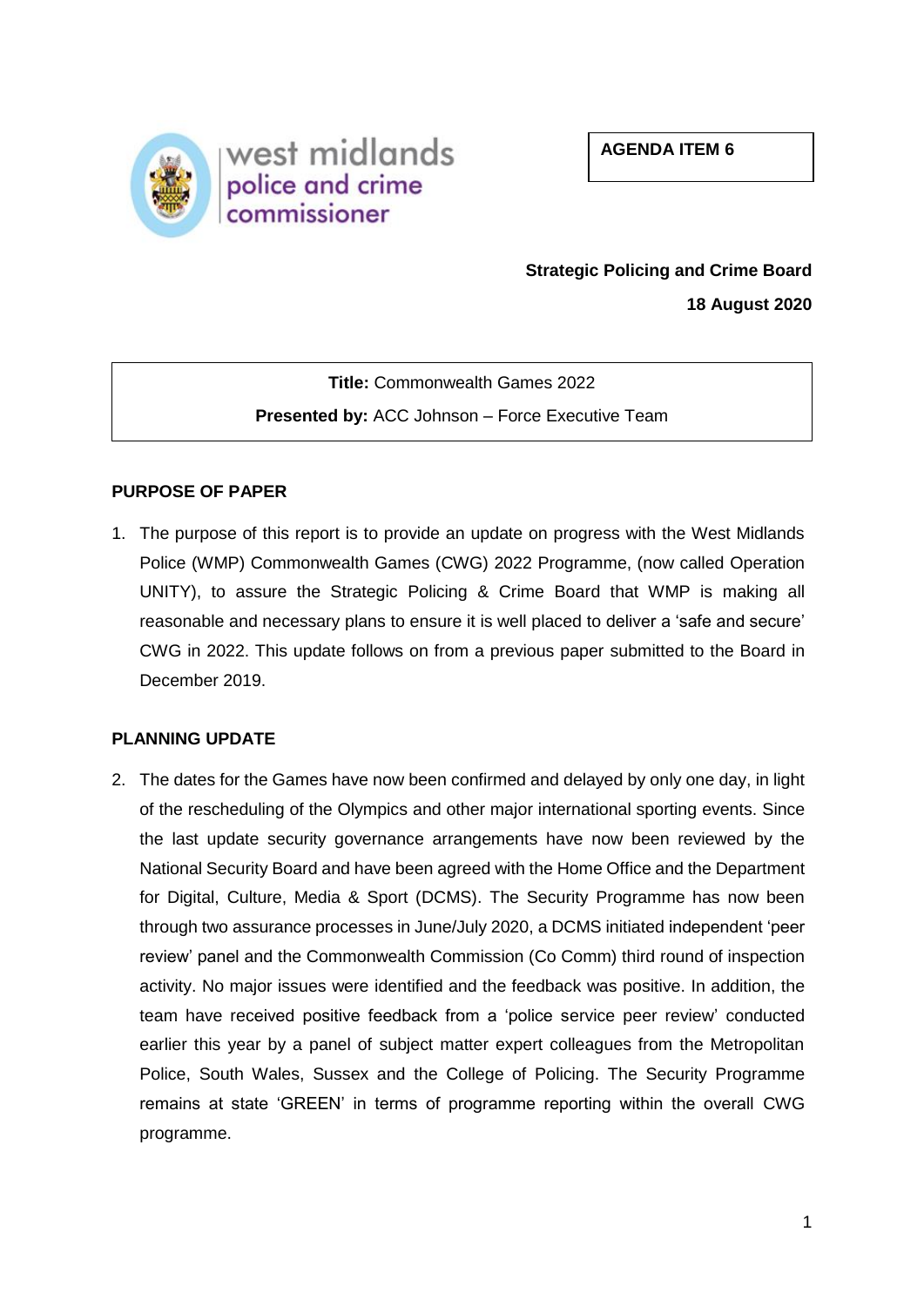west midlands police and crime commissioner

**AGENDA ITEM 6**

**Strategic Policing and Crime Board**

**18 August 2020**

**Title:** Commonwealth Games 2022

**Presented by:** ACC Johnson – Force Executive Team

## PURPOSE OF PAPER

1. The purpose of this report is to provide an update on progress with the West Midlands Police (WMP) Commonwealth Games (CWG) 2022 Programme, (now called Operation UNITY), to assure the Strategic Policing & Crime Board that WMP is making all reasonable and necessary plans to ensure it is well placed to deliver a 'safe and secure' CWG in 2022. This update follows on from a previous paper submitted to the Board in December 2019.

## PLANNING UPDATE

2. The dates for the Games have now been confirmed and delayed by only one day, in light of the rescheduling of the Olympics and other major international sporting events. Since the last update security governance arrangements have now been reviewed by the National Security Board and have been agreed with the Home Office and the Department for Digital, Culture, Media & Sport (DCMS). The Security Programme has now been through two assurance processes in June/July 2020, a DCMS initiated independent 'peer review' panel and the Commonwealth Commission (Co Comm) third round of inspection activity. No major issues were identified and the feedback was positive. In addition, the team have received positive feedback from a 'police service peer review' conducted earlier this year by a panel of subject matter expert colleagues from the Metropolitan Police, South Wales, Sussex and the College of Policing. The Security Programme remains at state 'GREEN' in terms of programme reporting within the overall CWG programme.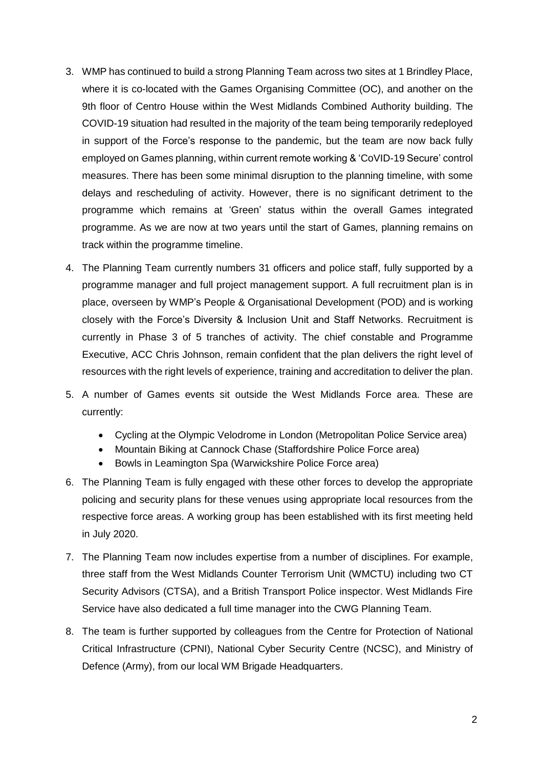3. WMP has continued to build a strong Planning Team across two sites at 1 Brindley Place, where it is co-located with the Games Organising Committee (OC), and another on the 9th floor of Centro House within the West Midlands Combined Authority building. The COVID-19 situation had resulted in the majority of the team being temporarily redeployed in support of the Force's response to the pandemic, but the team are now back fully employed on Games planning, within current remote working & 'CoVID-19 Secure' control measures. There has been some minimal disruption to the planning timeline, with some delays and rescheduling of activity. However, there is no significant detriment to the programme which remains at 'Green' status within the overall Games integrated programme. As we are now at two years until the start of Games, planning remains on track within the programme timeline.

4. The Planning Team currently numbers 31 officers and police staff, fully supported by a programme manager and full project management support. A full recruitment plan is in place, overseen by WMP's People & Organisational Development (POD) and is working closely with the Force's Diversity & Inclusion Unit and Staff Networks. Recruitment is currently in Phase 3 of 5 tranches of activity. The chief constable and Programme Executive, ACC Chris Johnson, remain confident that the plan delivers the right level of resources with the right levels of experience, training and accreditation to deliver the plan.

5. A number of Games events sit outside the West Midlands Force area. These are currently:

   - Cycling at the Olympic Velodrome in London (Metropolitan Police Service area)
   - Mountain Biking at Cannock Chase (Staffordshire Police Force area)
   - Bowls in Leamington Spa (Warwickshire Police Force area)

6. The Planning Team is fully engaged with these other forces to develop the appropriate policing and security plans for these venues using appropriate local resources from the respective force areas. A working group has been established with its first meeting held in July 2020.

7. The Planning Team now includes expertise from a number of disciplines. For example, three staff from the West Midlands Counter Terrorism Unit (WMCTU) including two CT Security Advisors (CTSA), and a British Transport Police inspector. West Midlands Fire Service have also dedicated a full time manager into the CWG Planning Team.

8. The team is further supported by colleagues from the Centre for Protection of National Critical Infrastructure (CPNI), National Cyber Security Centre (NCSC), and Ministry of Defence (Army), from our local WM Brigade Headquarters.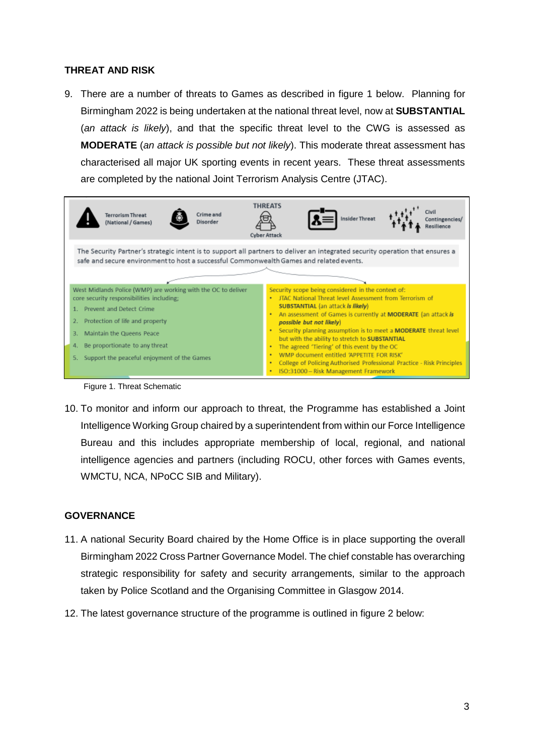## THREAT AND RISK

9. There are a number of threats to Games as described in figure 1 below. Planning for Birmingham 2022 is being undertaken at the national threat level, now at **SUBSTANTIAL** (*an attack is likely*), and that the specific threat level to the CWG is assessed as **MODERATE** (*an attack is possible but not likely*). This moderate threat assessment has characterised all major UK sporting events in recent years. These threat assessments are completed by the national Joint Terrorism Analysis Centre (JTAC).

**THREATS**

Terrorism Threat (National / Games) | Crime and Disorder | Cyber Attack | Insider Threat | Civil Contingencies/ Resilience

The Security Partner's strategic intent is to support all partners to deliver an integrated security operation that ensures a safe and secure environment to host a successful Commonwealth Games and related events.

West Midlands Police (WMP) are working with the OC to deliver core security responsibilities including;

1. Prevent and Detect Crime
2. Protection of life and property
3. Maintain the Queens Peace
4. Be proportionate to any threat
5. Support the peaceful enjoyment of the Games

Security scope being considered in the context of:

- JTAC National Threat level Assessment from Terrorism of **SUBSTANTIAL** (an attack ***is likely***)
- An assessment of Games is currently at **MODERATE** (an attack ***is possible but not likely***)
- Security planning assumption is to meet a **MODERATE** threat level but with the ability to stretch to **SUBSTANTIAL**
- The agreed 'Tiering' of this event by the OC
- WMP document entitled 'APPETITE FOR RISK'
- College of Policing Authorised Professional Practice - Risk Principles
- ISO:31000 – Risk Management Framework

Figure 1. Threat Schematic

10. To monitor and inform our approach to threat, the Programme has established a Joint Intelligence Working Group chaired by a superintendent from within our Force Intelligence Bureau and this includes appropriate membership of local, regional, and national intelligence agencies and partners (including ROCU, other forces with Games events, WMCTU, NCA, NPoCC SIB and Military).

## GOVERNANCE

11. A national Security Board chaired by the Home Office is in place supporting the overall Birmingham 2022 Cross Partner Governance Model. The chief constable has overarching strategic responsibility for safety and security arrangements, similar to the approach taken by Police Scotland and the Organising Committee in Glasgow 2014.

12. The latest governance structure of the programme is outlined in figure 2 below: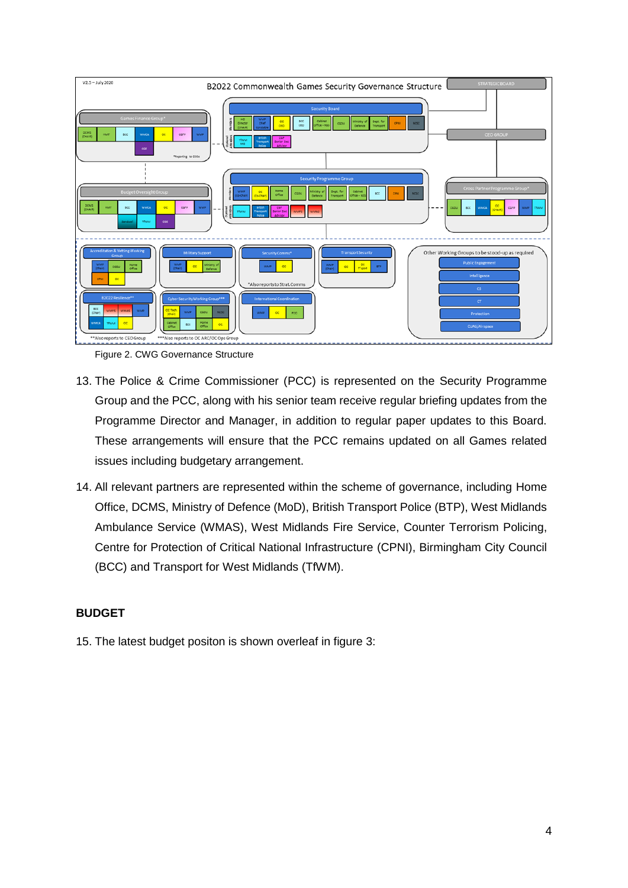Figure 2. CWG Governance Structure

13. The Police & Crime Commissioner (PCC) is represented on the Security Programme Group and the PCC, along with his senior team receive regular briefing updates from the Programme Director and Manager, in addition to regular paper updates to this Board. These arrangements will ensure that the PCC remains updated on all Games related issues including budgetary arrangement.

14. All relevant partners are represented within the scheme of governance, including Home Office, DCMS, Ministry of Defence (MoD), British Transport Police (BTP), West Midlands Ambulance Service (WMAS), West Midlands Fire Service, Counter Terrorism Policing, Centre for Protection of Critical National Infrastructure (CPNI), Birmingham City Council (BCC) and Transport for West Midlands (TfWM).

## BUDGET

15. The latest budget positon is shown overleaf in figure 3: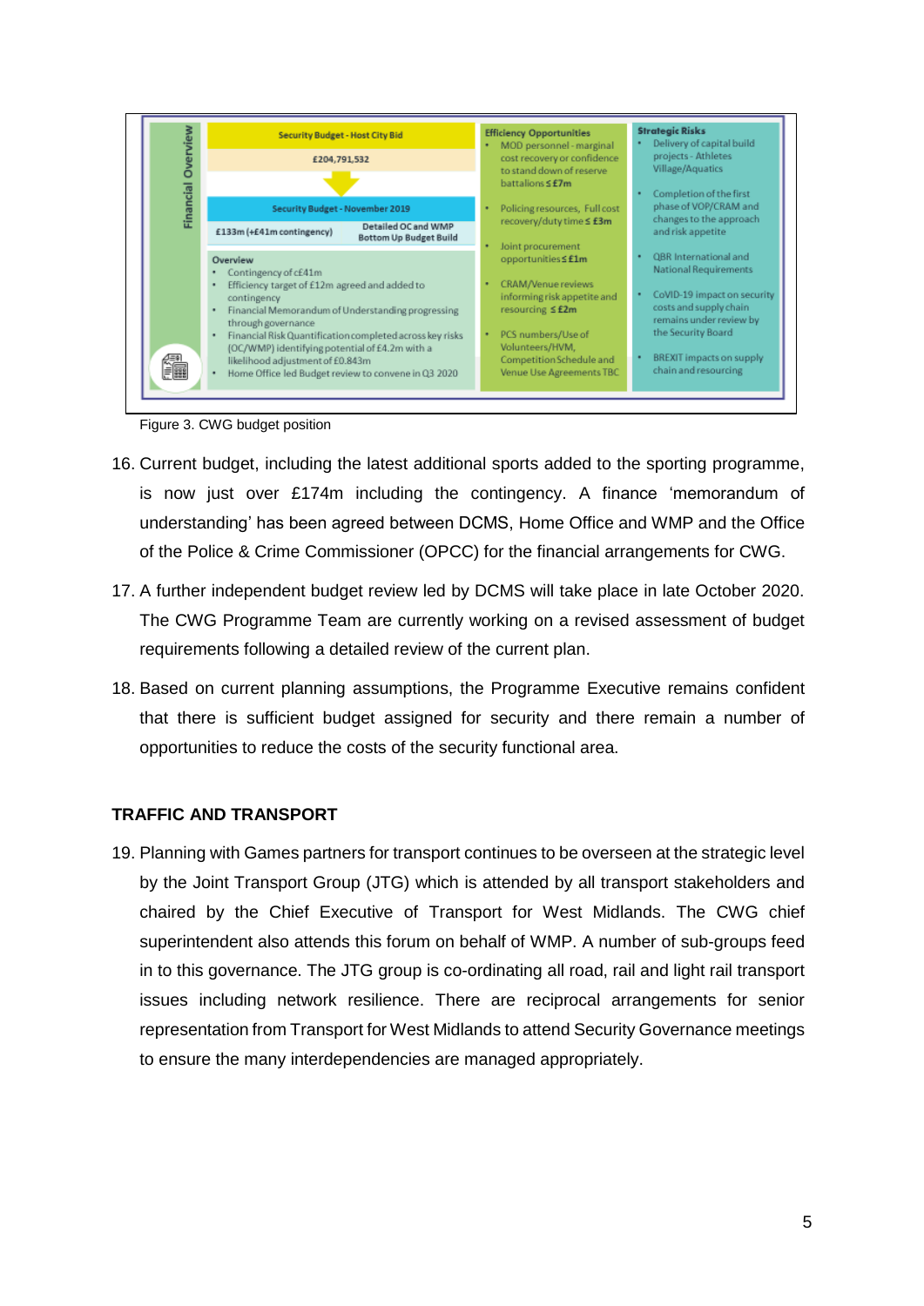| Financial Overview | | | |
|---|---|---|---|
| | **Security Budget - Host City Bid**<br>£204,791,532<br><br>**Security Budget - November 2019**<br>£133m (+£41m contingency) — Detailed OC and WMP Bottom Up Budget Build<br><br>**Overview**<br>• Contingency of c£41m<br>• Efficiency target of £12m agreed and added to contingency<br>• Financial Memorandum of Understanding progressing through governance<br>• Financial Risk Quantification completed across key risks (OC/WMP) identifying potential of £4.2m with a likelihood adjustment of £0.843m<br>• Home Office led Budget review to convene in Q3 2020 | **Efficiency Opportunities**<br>• MOD personnel - marginal cost recovery or confidence to stand down of reserve battalions ≤ £7m<br>• Policing resources, Full cost recovery/duty time ≤ £3m<br>• Joint procurement opportunities ≤ £1m<br>• CRAM/Venue reviews informing risk appetite and resourcing ≤ £2m<br>• PCS numbers/Use of Volunteers/HVM, Competition Schedule and Venue Use Agreements TBC | **Strategic Risks**<br>• Delivery of capital build projects - Athletes Village/Aquatics<br>• Completion of the first phase of VOP/CRAM and changes to the approach and risk appetite<br>• QBR International and National Requirements<br>• CoVID-19 impact on security costs and supply chain remains under review by the Security Board<br>• BREXIT impacts on supply chain and resourcing |

Figure 3. CWG budget position

16. Current budget, including the latest additional sports added to the sporting programme, is now just over £174m including the contingency. A finance 'memorandum of understanding' has been agreed between DCMS, Home Office and WMP and the Office of the Police & Crime Commissioner (OPCC) for the financial arrangements for CWG.

17. A further independent budget review led by DCMS will take place in late October 2020. The CWG Programme Team are currently working on a revised assessment of budget requirements following a detailed review of the current plan.

18. Based on current planning assumptions, the Programme Executive remains confident that there is sufficient budget assigned for security and there remain a number of opportunities to reduce the costs of the security functional area.

**TRAFFIC AND TRANSPORT**

19. Planning with Games partners for transport continues to be overseen at the strategic level by the Joint Transport Group (JTG) which is attended by all transport stakeholders and chaired by the Chief Executive of Transport for West Midlands. The CWG chief superintendent also attends this forum on behalf of WMP. A number of sub-groups feed in to this governance. The JTG group is co-ordinating all road, rail and light rail transport issues including network resilience. There are reciprocal arrangements for senior representation from Transport for West Midlands to attend Security Governance meetings to ensure the many interdependencies are managed appropriately.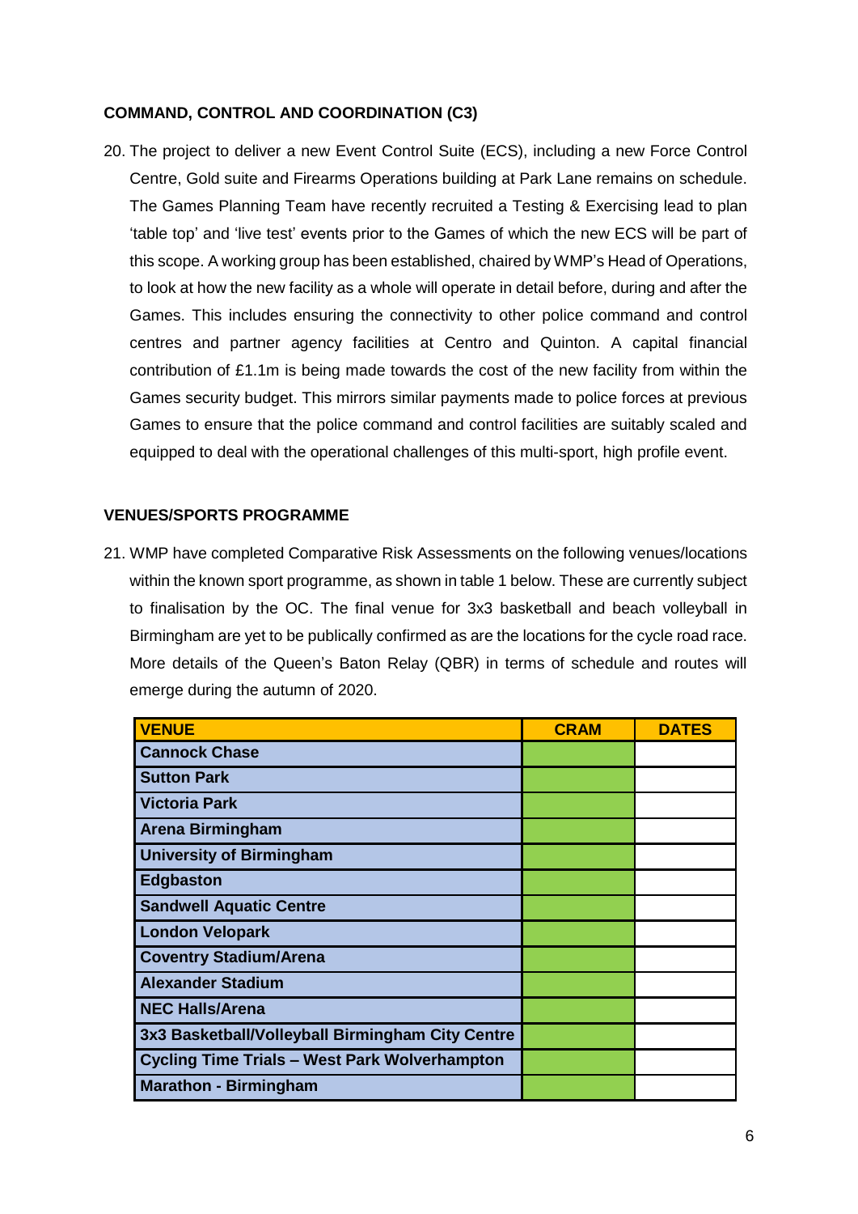**COMMAND, CONTROL AND COORDINATION (C3)**

20. The project to deliver a new Event Control Suite (ECS), including a new Force Control Centre, Gold suite and Firearms Operations building at Park Lane remains on schedule. The Games Planning Team have recently recruited a Testing & Exercising lead to plan 'table top' and 'live test' events prior to the Games of which the new ECS will be part of this scope. A working group has been established, chaired by WMP's Head of Operations, to look at how the new facility as a whole will operate in detail before, during and after the Games. This includes ensuring the connectivity to other police command and control centres and partner agency facilities at Centro and Quinton. A capital financial contribution of £1.1m is being made towards the cost of the new facility from within the Games security budget. This mirrors similar payments made to police forces at previous Games to ensure that the police command and control facilities are suitably scaled and equipped to deal with the operational challenges of this multi-sport, high profile event.

**VENUES/SPORTS PROGRAMME**

21. WMP have completed Comparative Risk Assessments on the following venues/locations within the known sport programme, as shown in table 1 below. These are currently subject to finalisation by the OC. The final venue for 3x3 basketball and beach volleyball in Birmingham are yet to be publically confirmed as are the locations for the cycle road race. More details of the Queen's Baton Relay (QBR) in terms of schedule and routes will emerge during the autumn of 2020.

| VENUE | CRAM | DATES |
|---|---|---|
| Cannock Chase | | |
| Sutton Park | | |
| Victoria Park | | |
| Arena Birmingham | | |
| University of Birmingham | | |
| Edgbaston | | |
| Sandwell Aquatic Centre | | |
| London Velopark | | |
| Coventry Stadium/Arena | | |
| Alexander Stadium | | |
| NEC Halls/Arena | | |
| 3x3 Basketball/Volleyball Birmingham City Centre | | |
| Cycling Time Trials – West Park Wolverhampton | | |
| Marathon - Birmingham | | |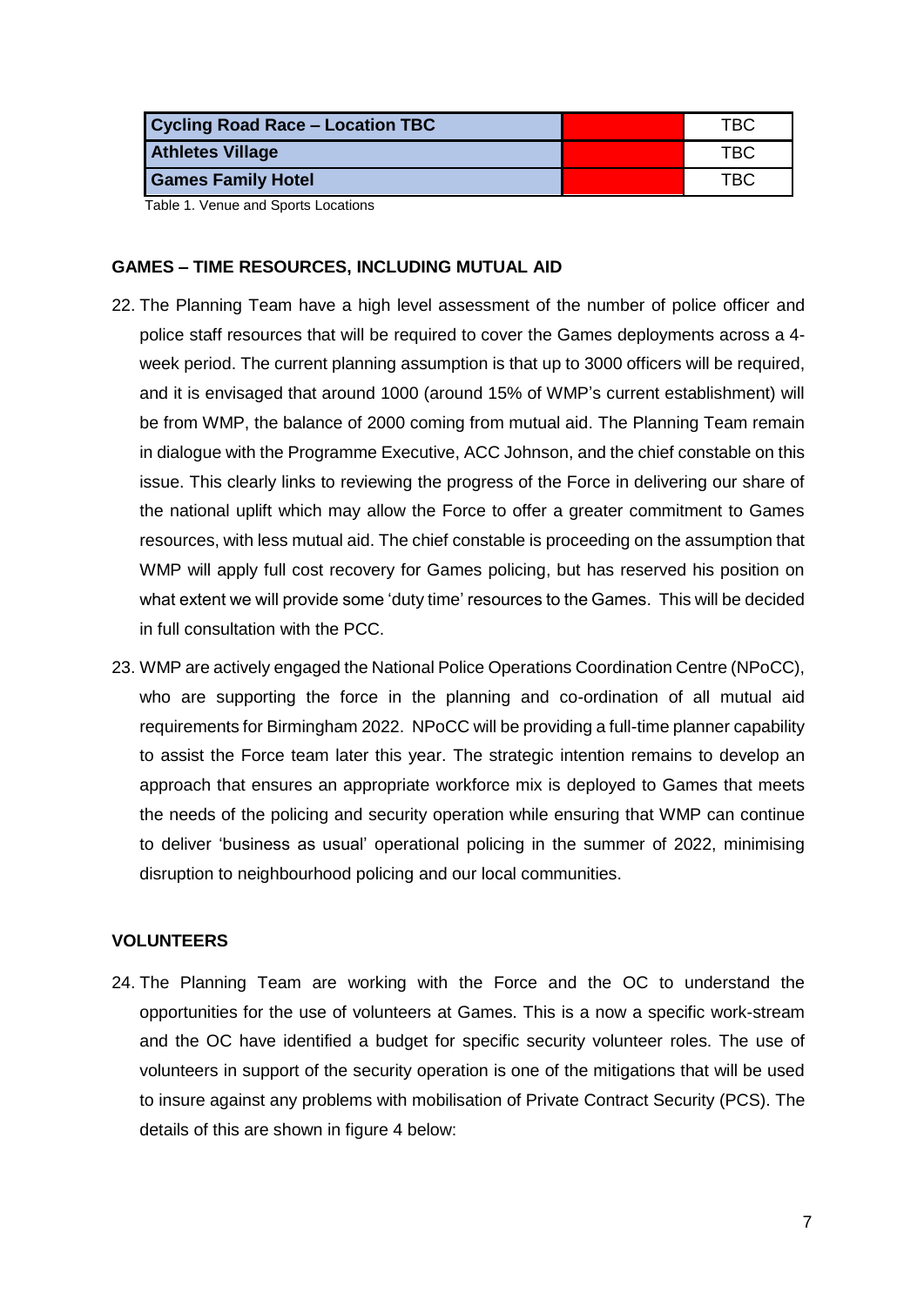| Cycling Road Race – Location TBC | | TBC |
|---|---|---|
| Athletes Village | | TBC |
| Games Family Hotel | | TBC |

Table 1. Venue and Sports Locations

**GAMES – TIME RESOURCES, INCLUDING MUTUAL AID**

22. The Planning Team have a high level assessment of the number of police officer and police staff resources that will be required to cover the Games deployments across a 4-week period. The current planning assumption is that up to 3000 officers will be required, and it is envisaged that around 1000 (around 15% of WMP's current establishment) will be from WMP, the balance of 2000 coming from mutual aid. The Planning Team remain in dialogue with the Programme Executive, ACC Johnson, and the chief constable on this issue. This clearly links to reviewing the progress of the Force in delivering our share of the national uplift which may allow the Force to offer a greater commitment to Games resources, with less mutual aid. The chief constable is proceeding on the assumption that WMP will apply full cost recovery for Games policing, but has reserved his position on what extent we will provide some 'duty time' resources to the Games. This will be decided in full consultation with the PCC.

23. WMP are actively engaged the National Police Operations Coordination Centre (NPoCC), who are supporting the force in the planning and co-ordination of all mutual aid requirements for Birmingham 2022. NPoCC will be providing a full-time planner capability to assist the Force team later this year. The strategic intention remains to develop an approach that ensures an appropriate workforce mix is deployed to Games that meets the needs of the policing and security operation while ensuring that WMP can continue to deliver 'business as usual' operational policing in the summer of 2022, minimising disruption to neighbourhood policing and our local communities.

**VOLUNTEERS**

24. The Planning Team are working with the Force and the OC to understand the opportunities for the use of volunteers at Games. This is a now a specific work-stream and the OC have identified a budget for specific security volunteer roles. The use of volunteers in support of the security operation is one of the mitigations that will be used to insure against any problems with mobilisation of Private Contract Security (PCS). The details of this are shown in figure 4 below: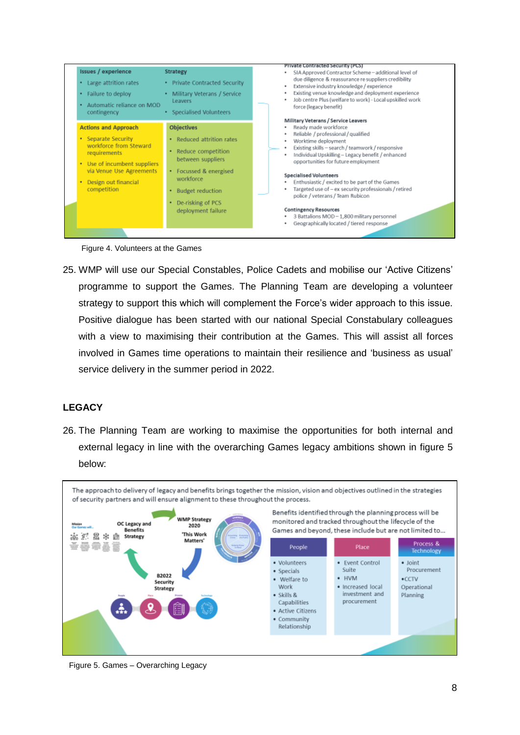| Issues / experience | Strategy |
|---|---|
| • Large attrition rates<br>• Failure to deploy<br>• Automatic reliance on MOD contingency | • Private Contracted Security<br>• Military Veterans / Service Leavers<br>• Specialised Volunteers |

| Actions and Approach | Objectives |
|---|---|
| • Separate Security workforce from Steward requirements<br>• Use of incumbent suppliers via Venue Use Agreements<br>• Design out financial competition | • Reduced attrition rates<br>• Reduce competition between suppliers<br>• Focussed & energised workforce<br>• Budget reduction<br>• De-risking of PCS deployment failure |

**Private Contracted Security (PCS)**
- SIA Approved Contractor Scheme – additional level of due diligence & reassurance re suppliers credibility
- Extensive industry knowledge / experience
- Existing venue knowledge and deployment experience
- Job centre Plus (welfare to work) - Local upskilled work force (legacy benefit)

**Military Veterans / Service Leavers**
- Ready made workforce
- Reliable / professional / qualified
- Worktime deployment
- Existing skills – search / teamwork / responsive
- Individual Upskilling – Legacy benefit / enhanced opportunities for future employment

**Specialised Volunteers**
- Enthusiastic / excited to be part of the Games
- Targeted use of – ex security professionals / retired police / veterans / Team Rubicon

**Contingency Resources**
- 3 Battalions MOD – 1,800 military personnel
- Geographically located / tiered response

Figure 4. Volunteers at the Games

25. WMP will use our Special Constables, Police Cadets and mobilise our 'Active Citizens' programme to support the Games. The Planning Team are developing a volunteer strategy to support this which will complement the Force's wider approach to this issue. Positive dialogue has been started with our national Special Constabulary colleagues with a view to maximising their contribution at the Games. This will assist all forces involved in Games time operations to maintain their resilience and 'business as usual' service delivery in the summer period in 2022.

## LEGACY

26. The Planning Team are working to maximise the opportunities for both internal and external legacy in line with the overarching Games legacy ambitions shown in figure 5 below:

The approach to delivery of legacy and benefits brings together the mission, vision and objectives outlined in the strategies of security partners and will ensure alignment to these throughout the process.

OC Legacy and Benefits Strategy → WMP Strategy 2020 'This Work Matters' → B2022 Security Strategy

Benefits identified through the planning process will be monitored and tracked throughout the lifecycle of the Games and beyond, these include but are not limited to…

| People | Place | Process & Technology |
|---|---|---|
| • Volunteers<br>• Specials<br>• Welfare to Work<br>• Skills & Capabilities<br>• Active Citizens<br>• Community Relationship | • Event Control Suite<br>• HVM<br>• Increased local investment and procurement | • Joint Procurement<br>• CCTV<br>Operational Planning |

Figure 5. Games – Overarching Legacy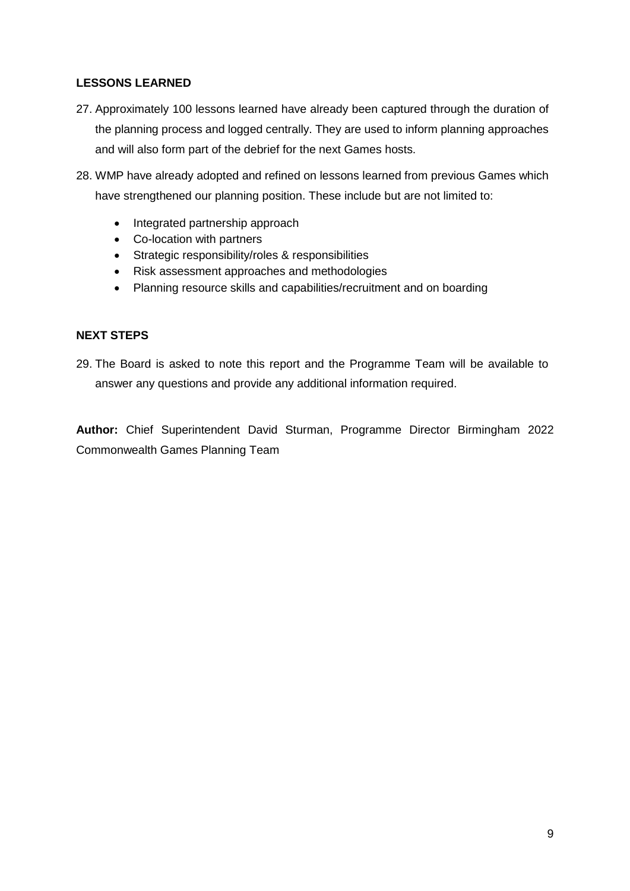## LESSONS LEARNED

27. Approximately 100 lessons learned have already been captured through the duration of the planning process and logged centrally. They are used to inform planning approaches and will also form part of the debrief for the next Games hosts.

28. WMP have already adopted and refined on lessons learned from previous Games which have strengthened our planning position. These include but are not limited to:

    - Integrated partnership approach
    - Co-location with partners
    - Strategic responsibility/roles & responsibilities
    - Risk assessment approaches and methodologies
    - Planning resource skills and capabilities/recruitment and on boarding

## NEXT STEPS

29. The Board is asked to note this report and the Programme Team will be available to answer any questions and provide any additional information required.

**Author:** Chief Superintendent David Sturman, Programme Director Birmingham 2022 Commonwealth Games Planning Team